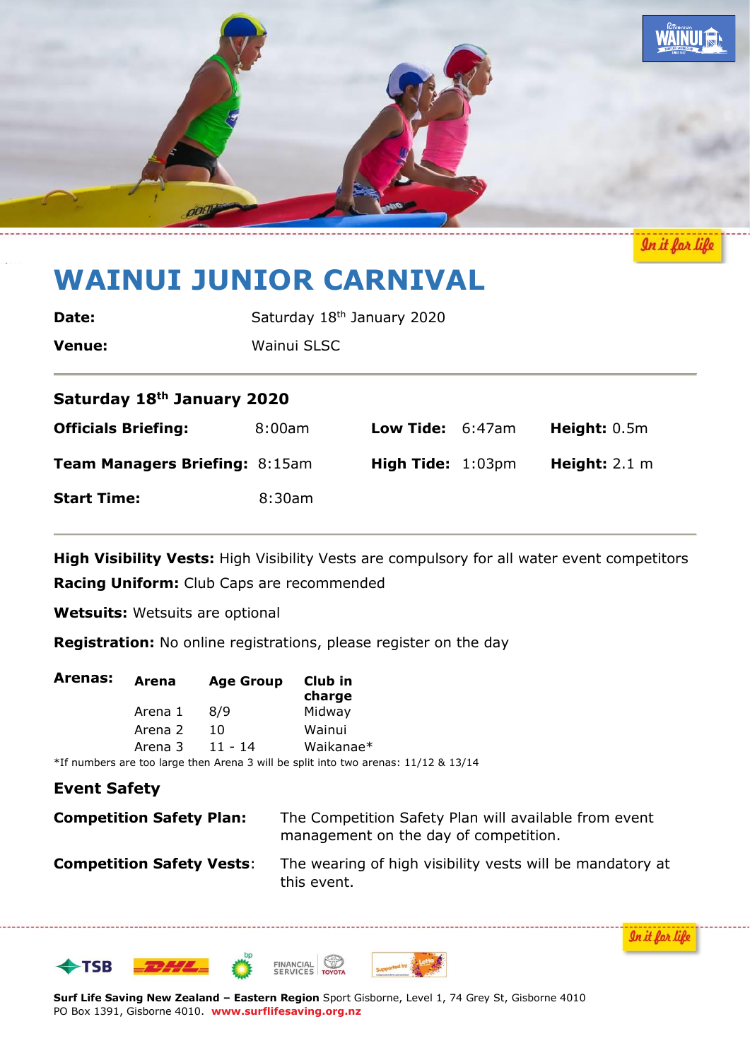# WAINUI JUNIOR CARNIVAL

**Date:** Saturday 18th January 2020

**Venue:** Wainui SLSC

## Saturday 18th January 2020

| | | | | | |
|---|---|---|---|---|---|
| **Officials Briefing:** | 8:00am | **Low Tide:** | 6:47am | **Height:** | 0.5m |
| **Team Managers Briefing:** | 8:15am | **High Tide:** | 1:03pm | **Height:** | 2.1 m |
| **Start Time:** | 8:30am | | | | |

**High Visibility Vests:** High Visibility Vests are compulsory for all water event competitors

**Racing Uniform:** Club Caps are recommended

**Wetsuits:** Wetsuits are optional

**Registration:** No online registrations, please register on the day

**Arenas:**

| Arena | Age Group | Club in charge |
|---|---|---|
| Arena 1 | 8/9 | Midway |
| Arena 2 | 10 | Wainui |
| Arena 3 | 11 - 14 | Waikanae* |

*If numbers are too large then Arena 3 will be split into two arenas: 11/12 & 13/14

## Event Safety

**Competition Safety Plan:** The Competition Safety Plan will available from event management on the day of competition.

**Competition Safety Vests:** The wearing of high visibility vests will be mandatory at this event.

**Surf Life Saving New Zealand – Eastern Region** Sport Gisborne, Level 1, 74 Grey St, Gisborne 4010
PO Box 1391, Gisborne 4010. **www.surflifesaving.org.nz**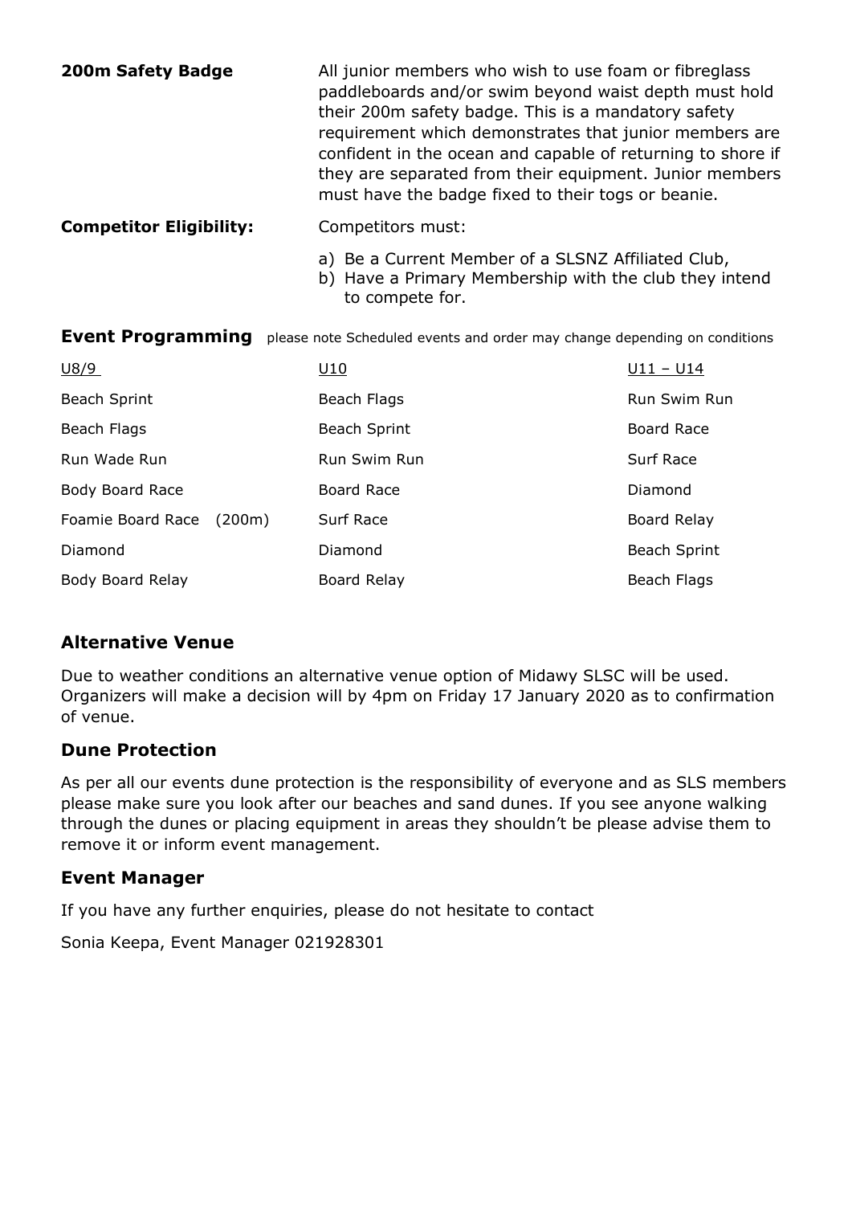**200m Safety Badge**

All junior members who wish to use foam or fibreglass paddleboards and/or swim beyond waist depth must hold their 200m safety badge. This is a mandatory safety requirement which demonstrates that junior members are confident in the ocean and capable of returning to shore if they are separated from their equipment. Junior members must have the badge fixed to their togs or beanie.

**Competitor Eligibility:**

Competitors must:

a) Be a Current Member of a SLSNZ Affiliated Club,
b) Have a Primary Membership with the club they intend to compete for.

**Event Programming** please note Scheduled events and order may change depending on conditions

| U8/9 | U10 | U11 – U14 |
|---|---|---|
| Beach Sprint | Beach Flags | Run Swim Run |
| Beach Flags | Beach Sprint | Board Race |
| Run Wade Run | Run Swim Run | Surf Race |
| Body Board Race | Board Race | Diamond |
| Foamie Board Race (200m) | Surf Race | Board Relay |
| Diamond | Diamond | Beach Sprint |
| Body Board Relay | Board Relay | Beach Flags |

## Alternative Venue

Due to weather conditions an alternative venue option of Midawy SLSC will be used. Organizers will make a decision will by 4pm on Friday 17 January 2020 as to confirmation of venue.

## Dune Protection

As per all our events dune protection is the responsibility of everyone and as SLS members please make sure you look after our beaches and sand dunes. If you see anyone walking through the dunes or placing equipment in areas they shouldn't be please advise them to remove it or inform event management.

## Event Manager

If you have any further enquiries, please do not hesitate to contact

Sonia Keepa, Event Manager 021928301